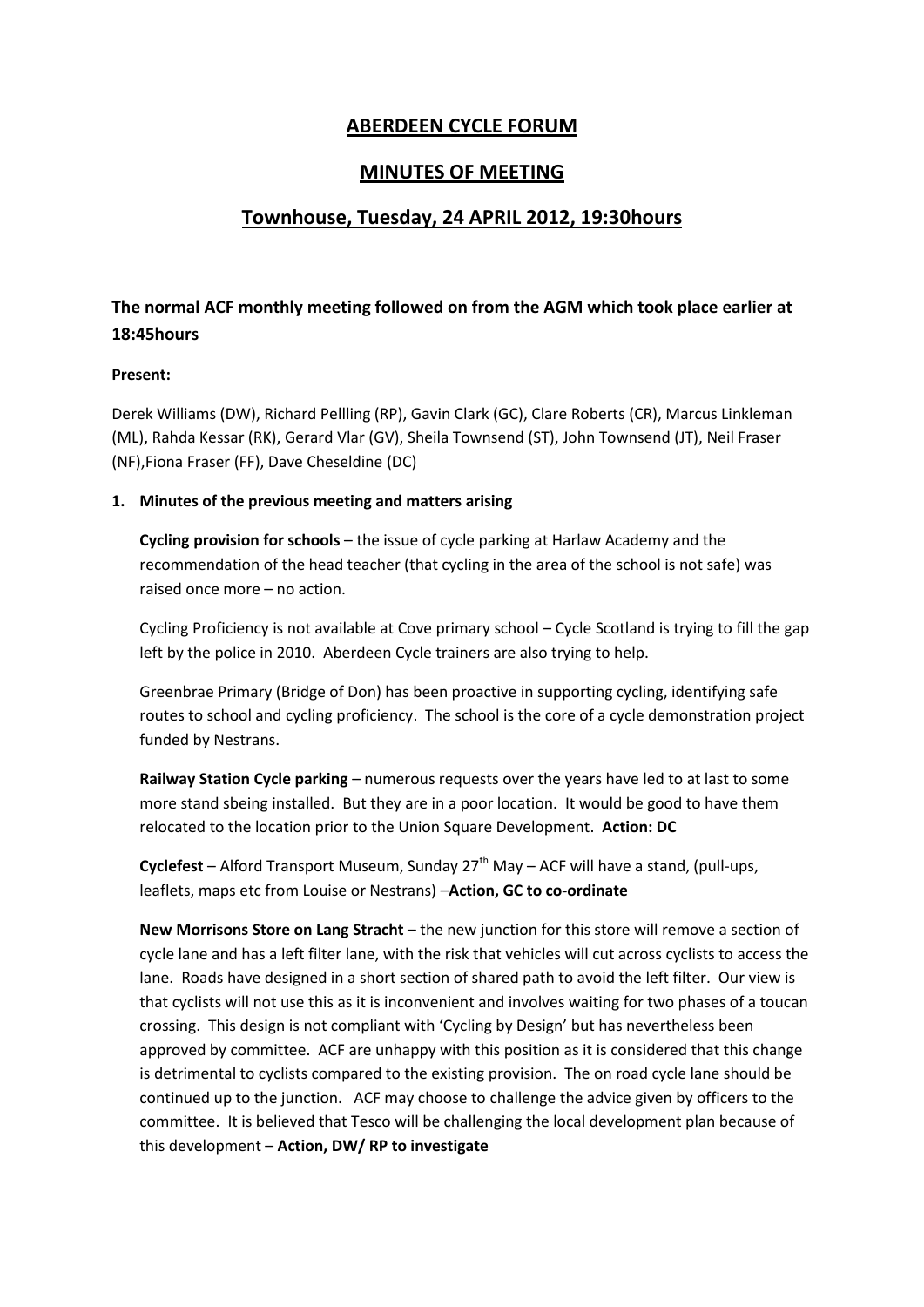# ABERDEEN CYCLE FORUM

## MINUTES OF MEETING

## Townhouse, Tuesday, 24 APRIL 2012, 19:30hours

### The normal ACF monthly meeting followed on from the AGM which took place earlier at 18:45hours

**Present:**

Derek Williams (DW), Richard Pellling (RP), Gavin Clark (GC), Clare Roberts (CR), Marcus Linkleman (ML), Rahda Kessar (RK), Gerard Vlar (GV), Sheila Townsend (ST), John Townsend (JT), Neil Fraser (NF),Fiona Fraser (FF), Dave Cheseldine (DC)

**1. Minutes of the previous meeting and matters arising**

**Cycling provision for schools** – the issue of cycle parking at Harlaw Academy and the recommendation of the head teacher (that cycling in the area of the school is not safe) was raised once more – no action.

Cycling Proficiency is not available at Cove primary school – Cycle Scotland is trying to fill the gap left by the police in 2010. Aberdeen Cycle trainers are also trying to help.

Greenbrae Primary (Bridge of Don) has been proactive in supporting cycling, identifying safe routes to school and cycling proficiency. The school is the core of a cycle demonstration project funded by Nestrans.

**Railway Station Cycle parking** – numerous requests over the years have led to at last to some more stand sbeing installed. But they are in a poor location. It would be good to have them relocated to the location prior to the Union Square Development. **Action: DC**

**Cyclefest** – Alford Transport Museum, Sunday 27th May – ACF will have a stand, (pull-ups, leaflets, maps etc from Louise or Nestrans) –**Action, GC to co-ordinate**

**New Morrisons Store on Lang Stracht** – the new junction for this store will remove a section of cycle lane and has a left filter lane, with the risk that vehicles will cut across cyclists to access the lane. Roads have designed in a short section of shared path to avoid the left filter. Our view is that cyclists will not use this as it is inconvenient and involves waiting for two phases of a toucan crossing. This design is not compliant with 'Cycling by Design' but has nevertheless been approved by committee. ACF are unhappy with this position as it is considered that this change is detrimental to cyclists compared to the existing provision. The on road cycle lane should be continued up to the junction. ACF may choose to challenge the advice given by officers to the committee. It is believed that Tesco will be challenging the local development plan because of this development – **Action, DW/ RP to investigate**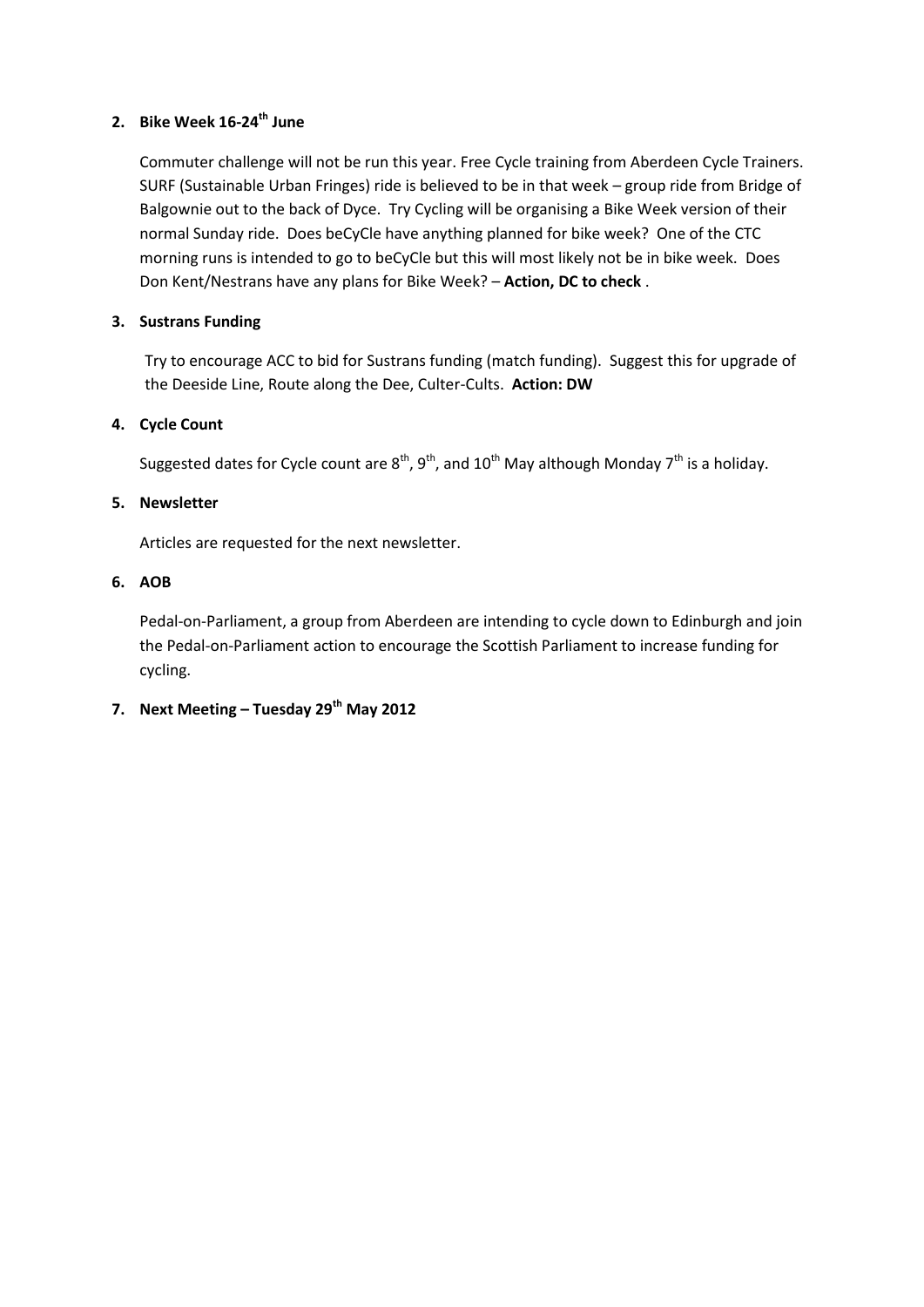## 2. Bike Week 16-24th June

Commuter challenge will not be run this year. Free Cycle training from Aberdeen Cycle Trainers. SURF (Sustainable Urban Fringes) ride is believed to be in that week – group ride from Bridge of Balgownie out to the back of Dyce. Try Cycling will be organising a Bike Week version of their normal Sunday ride. Does beCyCle have anything planned for bike week? One of the CTC morning runs is intended to go to beCyCle but this will most likely not be in bike week. Does Don Kent/Nestrans have any plans for Bike Week? – **Action, DC to check** .

## 3. Sustrans Funding

Try to encourage ACC to bid for Sustrans funding (match funding). Suggest this for upgrade of the Deeside Line, Route along the Dee, Culter-Cults. **Action: DW**

## 4. Cycle Count

Suggested dates for Cycle count are 8th, 9th, and 10th May although Monday 7th is a holiday.

## 5. Newsletter

Articles are requested for the next newsletter.

## 6. AOB

Pedal-on-Parliament, a group from Aberdeen are intending to cycle down to Edinburgh and join the Pedal-on-Parliament action to encourage the Scottish Parliament to increase funding for cycling.

## 7. Next Meeting – Tuesday 29th May 2012